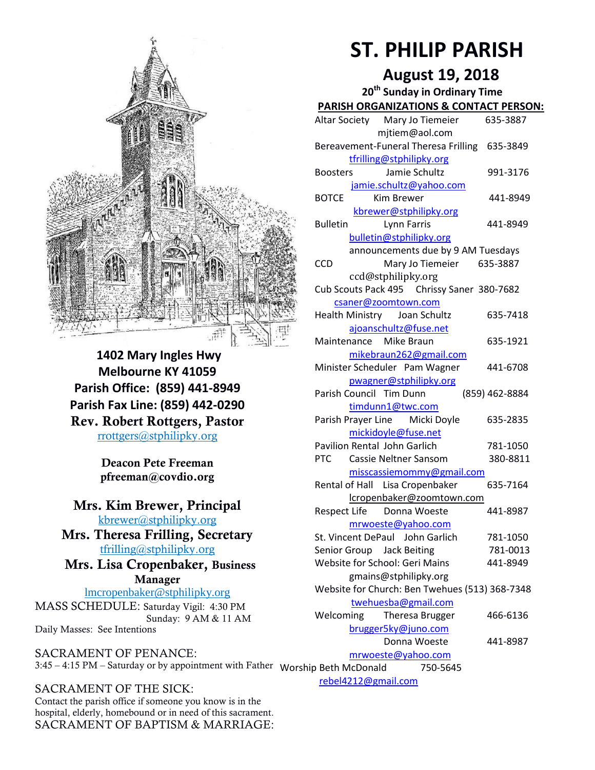**1402 Mary Ingles Hwy**
**Melbourne KY 41059**
**Parish Office: (859) 441-8949**
**Parish Fax Line: (859) 442-0290**
**Rev. Robert Rottgers, Pastor**
rrottgers@stphilipky.org

**Deacon Pete Freeman**
**pfreeman@covdio.org**

**Mrs. Kim Brewer, Principal**
kbrewer@stphilipky.org
**Mrs. Theresa Frilling, Secretary**
tfrilling@stphilipky.org
**Mrs. Lisa Cropenbaker, Business Manager**
lmcropenbaker@stphilipky.org

MASS SCHEDULE: Saturday Vigil: 4:30 PM
Sunday: 9 AM & 11 AM
Daily Masses: See Intentions

SACRAMENT OF PENANCE:
3:45 – 4:15 PM – Saturday or by appointment with Father

SACRAMENT OF THE SICK:
Contact the parish office if someone you know is in the hospital, elderly, homebound or in need of this sacrament.

SACRAMENT OF BAPTISM & MARRIAGE:

# ST. PHILIP PARISH

## August 19, 2018

### 20th Sunday in Ordinary Time

**PARISH ORGANIZATIONS & CONTACT PERSON:**

| Organization | Contact | Phone |
|---|---|---|
| Altar Society | Mary Jo Tiemeier mjtiem@aol.com | 635-3887 |
| Bereavement-Funeral | Theresa Frilling tfrilling@stphilipky.org | 635-3849 |
| Boosters | Jamie Schultz jamie.schultz@yahoo.com | 991-3176 |
| BOTCE | Kim Brewer kbrewer@stphilipky.org | 441-8949 |
| Bulletin | Lynn Farris bulletin@stphilipky.org (announcements due by 9 AM Tuesdays) | 441-8949 |
| CCD | Mary Jo Tiemeier ccd@stphilipky.org | 635-3887 |
| Cub Scouts Pack 495 | Chrissy Saner csaner@zoomtown.com | 380-7682 |
| Health Ministry | Joan Schultz ajoanschultz@fuse.net | 635-7418 |
| Maintenance | Mike Braun mikebraun262@gmail.com | 635-1921 |
| Minister Scheduler | Pam Wagner pwagner@stphilipky.org | 441-6708 |
| Parish Council | Tim Dunn timdunn1@twc.com | (859) 462-8884 |
| Parish Prayer Line | Micki Doyle mickidoyle@fuse.net | 635-2835 |
| Pavilion Rental | John Garlich | 781-1050 |
| PTC | Cassie Neltner Sansom misscassiemommy@gmail.com | 380-8811 |
| Rental of Hall | Lisa Cropenbaker lcropenbaker@zoomtown.com | 635-7164 |
| Respect Life | Donna Woeste mrwoeste@yahoo.com | 441-8987 |
| St. Vincent DePaul | John Garlich | 781-1050 |
| Senior Group | Jack Beiting | 781-0013 |
| Website for School | Geri Mains gmains@stphilipky.org | 441-8949 |
| Website for Church | Ben Twehues twehuesba@gmail.com | (513) 368-7348 |
| Welcoming | Theresa Brugger brugger5ky@juno.com | 466-6136 |
| | Donna Woeste mrwoeste@yahoo.com | 441-8987 |
| Worship | Beth McDonald rebel4212@gmail.com | 750-5645 |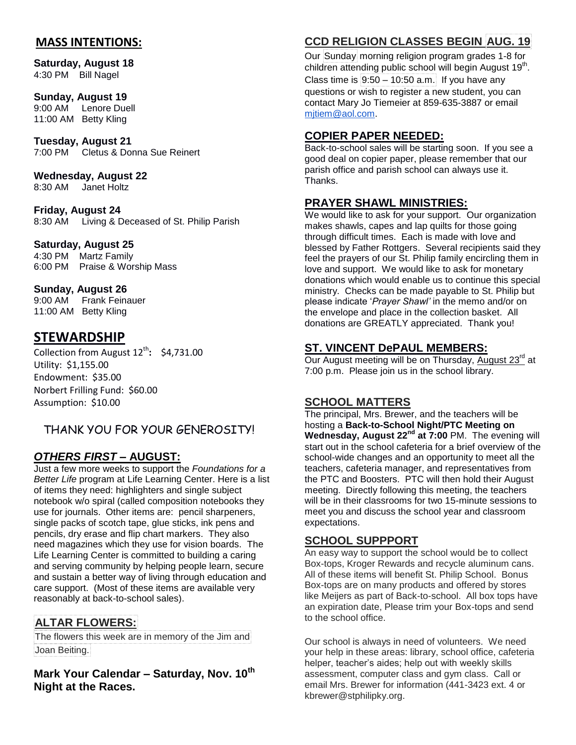## MASS INTENTIONS:

**Saturday, August 18**
4:30 PM Bill Nagel

**Sunday, August 19**
9:00 AM Lenore Duell
11:00 AM Betty Kling

**Tuesday, August 21**
7:00 PM Cletus & Donna Sue Reinert

**Wednesday, August 22**
8:30 AM Janet Holtz

**Friday, August 24**
8:30 AM Living & Deceased of St. Philip Parish

**Saturday, August 25**
4:30 PM Martz Family
6:00 PM Praise & Worship Mass

**Sunday, August 26**
9:00 AM Frank Feinauer
11:00 AM Betty Kling

## STEWARDSHIP

Collection from August 12th**:** $4,731.00
Utility: $1,155.00
Endowment: $35.00
Norbert Frilling Fund: $60.00
Assumption: $10.00

THANK YOU FOR YOUR GENEROSITY!

## *OTHERS FIRST* – AUGUST:

Just a few more weeks to support the *Foundations for a Better Life* program at Life Learning Center. Here is a list of items they need: highlighters and single subject notebook w/o spiral (called composition notebooks they use for journals. Other items are: pencil sharpeners, single packs of scotch tape, glue sticks, ink pens and pencils, dry erase and flip chart markers. They also need magazines which they use for vision boards. The Life Learning Center is committed to building a caring and serving community by helping people learn, secure and sustain a better way of living through education and care support. (Most of these items are available very reasonably at back-to-school sales).

## ALTAR FLOWERS:

The flowers this week are in memory of the Jim and Joan Beiting.

**Mark Your Calendar – Saturday, Nov. 10th Night at the Races.**

## CCD RELIGION CLASSES BEGIN AUG. 19

Our Sunday morning religion program grades 1-8 for children attending public school will begin August 19th. Class time is 9:50 – 10:50 a.m. If you have any questions or wish to register a new student, you can contact Mary Jo Tiemeier at 859-635-3887 or email mjtiem@aol.com.

## COPIER PAPER NEEDED:

Back-to-school sales will be starting soon. If you see a good deal on copier paper, please remember that our parish office and parish school can always use it. Thanks.

## PRAYER SHAWL MINISTRIES:

We would like to ask for your support. Our organization makes shawls, capes and lap quilts for those going through difficult times. Each is made with love and blessed by Father Rottgers. Several recipients said they feel the prayers of our St. Philip family encircling them in love and support. We would like to ask for monetary donations which would enable us to continue this special ministry. Checks can be made payable to St. Philip but please indicate '*Prayer Shawl'* in the memo and/or on the envelope and place in the collection basket. All donations are GREATLY appreciated. Thank you!

## ST. VINCENT DePAUL MEMBERS:

Our August meeting will be on Thursday, August 23rd at 7:00 p.m. Please join us in the school library.

## SCHOOL MATTERS

The principal, Mrs. Brewer, and the teachers will be hosting a **Back-to-School Night/PTC Meeting on Wednesday, August 22nd at 7:00** PM. The evening will start out in the school cafeteria for a brief overview of the school-wide changes and an opportunity to meet all the teachers, cafeteria manager, and representatives from the PTC and Boosters. PTC will then hold their August meeting. Directly following this meeting, the teachers will be in their classrooms for two 15-minute sessions to meet you and discuss the school year and classroom expectations.

## SCHOOL SUPPPORT

An easy way to support the school would be to collect Box-tops, Kroger Rewards and recycle aluminum cans. All of these items will benefit St. Philip School. Bonus Box-tops are on many products and offered by stores like Meijers as part of Back-to-school. All box tops have an expiration date, Please trim your Box-tops and send to the school office.

Our school is always in need of volunteers. We need your help in these areas: library, school office, cafeteria helper, teacher's aides; help out with weekly skills assessment, computer class and gym class. Call or email Mrs. Brewer for information (441-3423 ext. 4 or kbrewer@stphilipky.org.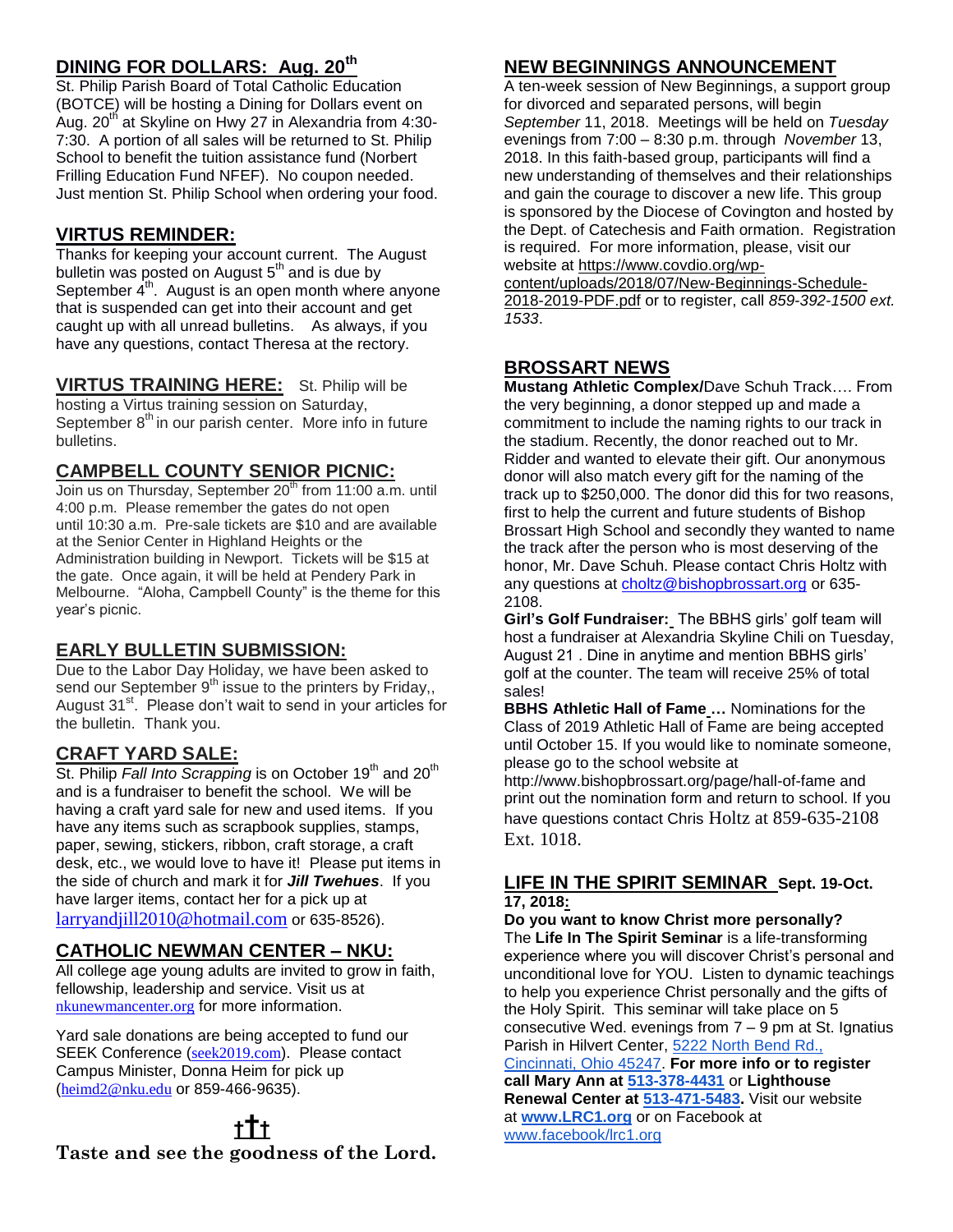## DINING FOR DOLLARS: Aug. 20th

St. Philip Parish Board of Total Catholic Education (BOTCE) will be hosting a Dining for Dollars event on Aug. 20th at Skyline on Hwy 27 in Alexandria from 4:30-7:30. A portion of all sales will be returned to St. Philip School to benefit the tuition assistance fund (Norbert Frilling Education Fund NFEF). No coupon needed. Just mention St. Philip School when ordering your food.

## VIRTUS REMINDER:

Thanks for keeping your account current. The August bulletin was posted on August 5th and is due by September 4th. August is an open month where anyone that is suspended can get into their account and get caught up with all unread bulletins. As always, if you have any questions, contact Theresa at the rectory.

## VIRTUS TRAINING HERE:

St. Philip will be hosting a Virtus training session on Saturday, September 8th in our parish center. More info in future bulletins.

## CAMPBELL COUNTY SENIOR PICNIC:

Join us on Thursday, September 20th from 11:00 a.m. until 4:00 p.m. Please remember the gates do not open until 10:30 a.m. Pre-sale tickets are $10 and are available at the Senior Center in Highland Heights or the Administration building in Newport. Tickets will be $15 at the gate. Once again, it will be held at Pendery Park in Melbourne. "Aloha, Campbell County" is the theme for this year's picnic.

## EARLY BULLETIN SUBMISSION:

Due to the Labor Day Holiday, we have been asked to send our September 9th issue to the printers by Friday,, August 31st. Please don't wait to send in your articles for the bulletin. Thank you.

## CRAFT YARD SALE:

St. Philip *Fall Into Scrapping* is on October 19th and 20th and is a fundraiser to benefit the school. We will be having a craft yard sale for new and used items. If you have any items such as scrapbook supplies, stamps, paper, sewing, stickers, ribbon, craft storage, a craft desk, etc., we would love to have it! Please put items in the side of church and mark it for ***Jill Twehues***. If you have larger items, contact her for a pick up at larryandjill2010@hotmail.com or 635-8526).

## CATHOLIC NEWMAN CENTER – NKU:

All college age young adults are invited to grow in faith, fellowship, leadership and service. Visit us at nkunewmancenter.org for more information.

Yard sale donations are being accepted to fund our SEEK Conference (seek2019.com). Please contact Campus Minister, Donna Heim for pick up (heimd2@nku.edu or 859-466-9635).

**Taste and see the goodness of the Lord.**

## NEW BEGINNINGS ANNOUNCEMENT

A ten-week session of New Beginnings, a support group for divorced and separated persons, will begin *September* 11, 2018. Meetings will be held on *Tuesday* evenings from 7:00 – 8:30 p.m. through *November* 13, 2018. In this faith-based group, participants will find a new understanding of themselves and their relationships and gain the courage to discover a new life. This group is sponsored by the Diocese of Covington and hosted by the Dept. of Catechesis and Faith ormation. Registration is required. For more information, please, visit our website at https://www.covdio.org/wp-content/uploads/2018/07/New-Beginnings-Schedule-2018-2019-PDF.pdf or to register, call *859-392-1500 ext. 1533*.

## BROSSART NEWS

**Mustang Athletic Complex/**Dave Schuh Track…. From the very beginning, a donor stepped up and made a commitment to include the naming rights to our track in the stadium. Recently, the donor reached out to Mr. Ridder and wanted to elevate their gift. Our anonymous donor will also match every gift for the naming of the track up to $250,000. The donor did this for two reasons, first to help the current and future students of Bishop Brossart High School and secondly they wanted to name the track after the person who is most deserving of the honor, Mr. Dave Schuh. Please contact Chris Holtz with any questions at choltz@bishopbrossart.org or 635-2108.

**Girl's Golf Fundraiser:** The BBHS girls' golf team will host a fundraiser at Alexandria Skyline Chili on Tuesday, August 21 . Dine in anytime and mention BBHS girls' golf at the counter. The team will receive 25% of total sales!

**BBHS Athletic Hall of Fame …** Nominations for the Class of 2019 Athletic Hall of Fame are being accepted until October 15. If you would like to nominate someone, please go to the school website at http://www.bishopbrossart.org/page/hall-of-fame and print out the nomination form and return to school. If you have questions contact Chris Holtz at 859-635-2108 Ext. 1018.

## LIFE IN THE SPIRIT SEMINAR Sept. 19-Oct. 17, 2018:

**Do you want to know Christ more personally?**

The **Life In The Spirit Seminar** is a life-transforming experience where you will discover Christ's personal and unconditional love for YOU. Listen to dynamic teachings to help you experience Christ personally and the gifts of the Holy Spirit. This seminar will take place on 5 consecutive Wed. evenings from 7 – 9 pm at St. Ignatius Parish in Hilvert Center, 5222 North Bend Rd., Cincinnati, Ohio 45247. **For more info or to register call Mary Ann at 513-378-4431** or **Lighthouse Renewal Center at 513-471-5483.** Visit our website at **www.LRC1.org** or on Facebook at www.facebook/lrc1.org